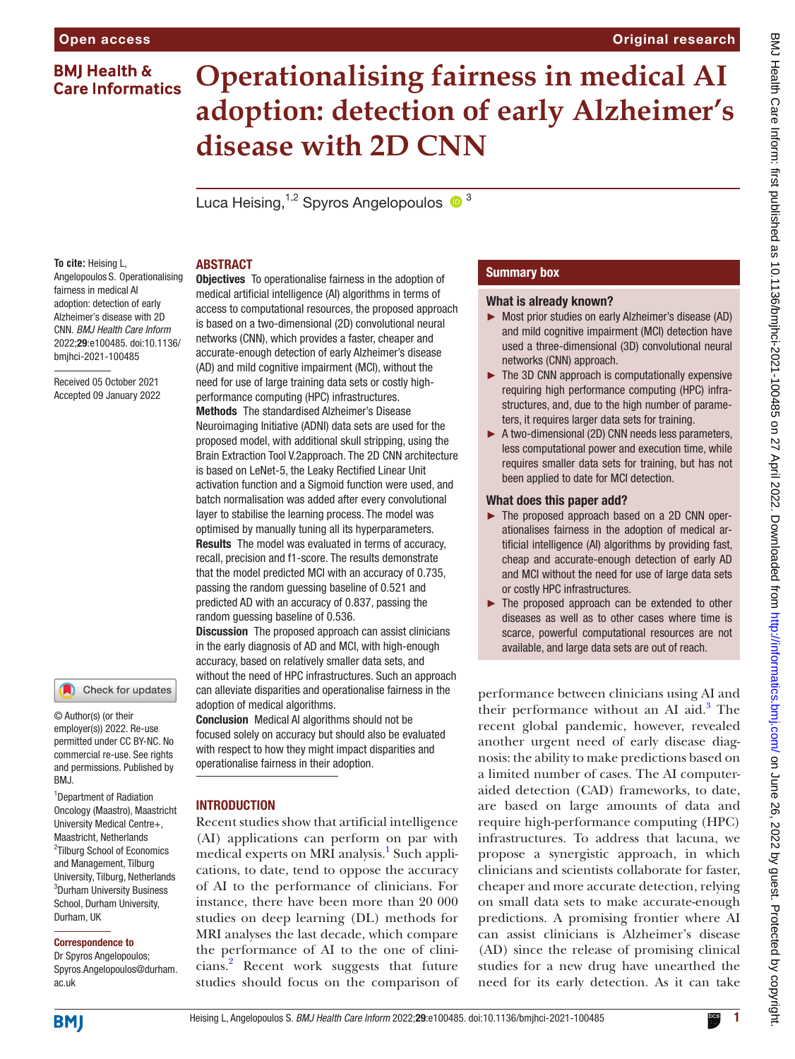Open access

Original research

# Operationalising fairness in medical AI adoption: detection of early Alzheimer's disease with 2D CNN

Luca Heising,[1,2] Spyros Angelopoulos [3]

**To cite:** Heising L, Angelopoulos S. Operationalising fairness in medical AI adoption: detection of early Alzheimer's disease with 2D CNN. *BMJ Health Care Inform* 2022;**29**:e100485. doi:10.1136/bmjhci-2021-100485

Received 05 October 2021
Accepted 09 January 2022

© Author(s) (or their employer(s)) 2022. Re-use permitted under CC BY-NC. No commercial re-use. See rights and permissions. Published by BMJ.

[1]Department of Radiation Oncology (Maastro), Maastricht University Medical Centre+, Maastricht, Netherlands
[2]Tilburg School of Economics and Management, Tilburg University, Tilburg, Netherlands
[3]Durham University Business School, Durham University, Durham, UK

**Correspondence to**
Dr Spyros Angelopoulos; Spyros.Angelopoulos@durham.ac.uk

## ABSTRACT

**Objectives** To operationalise fairness in the adoption of medical artificial intelligence (AI) algorithms in terms of access to computational resources, the proposed approach is based on a two-dimensional (2D) convolutional neural networks (CNN), which provides a faster, cheaper and accurate-enough detection of early Alzheimer's disease (AD) and mild cognitive impairment (MCI), without the need for use of large training data sets or costly high-performance computing (HPC) infrastructures.

**Methods** The standardised Alzheimer's Disease Neuroimaging Initiative (ADNI) data sets are used for the proposed model, with additional skull stripping, using the Brain Extraction Tool V.2approach. The 2D CNN architecture is based on LeNet-5, the Leaky Rectified Linear Unit activation function and a Sigmoid function were used, and batch normalisation was added after every convolutional layer to stabilise the learning process. The model was optimised by manually tuning all its hyperparameters.

**Results** The model was evaluated in terms of accuracy, recall, precision and f1-score. The results demonstrate that the model predicted MCI with an accuracy of 0.735, passing the random guessing baseline of 0.521 and predicted AD with an accuracy of 0.837, passing the random guessing baseline of 0.536.

**Discussion** The proposed approach can assist clinicians in the early diagnosis of AD and MCI, with high-enough accuracy, based on relatively smaller data sets, and without the need of HPC infrastructures. Such an approach can alleviate disparities and operationalise fairness in the adoption of medical algorithms.

**Conclusion** Medical AI algorithms should not be focused solely on accuracy but should also be evaluated with respect to how they might impact disparities and operationalise fairness in their adoption.

## Summary box

### What is already known?

- Most prior studies on early Alzheimer's disease (AD) and mild cognitive impairment (MCI) detection have used a three-dimensional (3D) convolutional neural networks (CNN) approach.
- The 3D CNN approach is computationally expensive requiring high performance computing (HPC) infrastructures, and, due to the high number of parameters, it requires larger data sets for training.
- A two-dimensional (2D) CNN needs less parameters, less computational power and execution time, while requires smaller data sets for training, but has not been applied to date for MCI detection.

### What does this paper add?

- The proposed approach based on a 2D CNN operationalises fairness in the adoption of medical artificial intelligence (AI) algorithms by providing fast, cheap and accurate-enough detection of early AD and MCI without the need for use of large data sets or costly HPC infrastructures.
- The proposed approach can be extended to other diseases as well as to other cases where time is scarce, powerful computational resources are not available, and large data sets are out of reach.

## INTRODUCTION

Recent studies show that artificial intelligence (AI) applications can perform on par with medical experts on MRI analysis.[1] Such applications, to date, tend to oppose the accuracy of AI to the performance of clinicians. For instance, there have been more than 20 000 studies on deep learning (DL) methods for MRI analyses the last decade, which compare the performance of AI to the one of clinicians.[2] Recent work suggests that future studies should focus on the comparison of performance between clinicians using AI and their performance without an AI aid.[3] The recent global pandemic, however, revealed another urgent need of early disease diagnosis: the ability to make predictions based on a limited number of cases. The AI computer-aided detection (CAD) frameworks, to date, are based on large amounts of data and require high-performance computing (HPC) infrastructures. To address that lacuna, we propose a synergistic approach, in which clinicians and scientists collaborate for faster, cheaper and more accurate detection, relying on small data sets to make accurate-enough predictions. A promising frontier where AI can assist clinicians is Alzheimer's disease (AD) since the release of promising clinical studies for a new drug have unearthed the need for its early detection. As it can take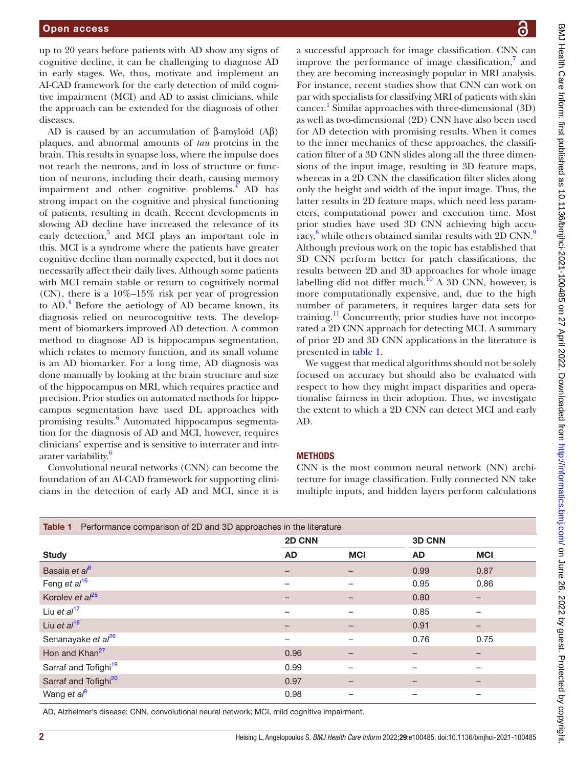up to 20 years before patients with AD show any signs of cognitive decline, it can be challenging to diagnose AD in early stages. We, thus, motivate and implement an AI-CAD framework for the early detection of mild cognitive impairment (MCI) and AD to assist clinicians, while the approach can be extended for the diagnosis of other diseases.

AD is caused by an accumulation of β-amyloid (Aβ) plaques, and abnormal amounts of *tau* proteins in the brain. This results in synapse loss, where the impulse does not reach the neurons, and in loss of structure or function of neurons, including their death, causing memory impairment and other cognitive problems.[4] AD has strong impact on the cognitive and physical functioning of patients, resulting in death. Recent developments in slowing AD decline have increased the relevance of its early detection,[5] and MCI plays an important role in this. MCI is a syndrome where the patients have greater cognitive decline than normally expected, but it does not necessarily affect their daily lives. Although some patients with MCI remain stable or return to cognitively normal (CN), there is a 10%–15% risk per year of progression to AD.[4] Before the aetiology of AD became known, its diagnosis relied on neurocognitive tests. The development of biomarkers improved AD detection. A common method to diagnose AD is hippocampus segmentation, which relates to memory function, and its small volume is an AD biomarker. For a long time, AD diagnosis was done manually by looking at the brain structure and size of the hippocampus on MRI, which requires practice and precision. Prior studies on automated methods for hippocampus segmentation have used DL approaches with promising results.[6] Automated hippocampus segmentation for the diagnosis of AD and MCI, however, requires clinicians' expertise and is sensitive to interrater and intrarater variability.[6]

Convolutional neural networks (CNN) can become the foundation of an AI-CAD framework for supporting clinicians in the detection of early AD and MCI, since it is a successful approach for image classification. CNN can improve the performance of image classification,[7] and they are becoming increasingly popular in MRI analysis. For instance, recent studies show that CNN can work on par with specialists for classifying MRI of patients with skin cancer.[1] Similar approaches with three-dimensional (3D) as well as two-dimensional (2D) CNN have also been used for AD detection with promising results. When it comes to the inner mechanics of these approaches, the classification filter of a 3D CNN slides along all the three dimensions of the input image, resulting in 3D feature maps, whereas in a 2D CNN the classification filter slides along only the height and width of the input image. Thus, the latter results in 2D feature maps, which need less parameters, computational power and execution time. Most prior studies have used 3D CNN achieving high accuracy,[8] while others obtained similar results with 2D CNN.[9] Although previous work on the topic has established that 3D CNN perform better for patch classifications, the results between 2D and 3D approaches for whole image labelling did not differ much.[10] A 3D CNN, however, is more computationally expensive, and, due to the high number of parameters, it requires larger data sets for training.[11] Concurrently, prior studies have not incorporated a 2D CNN approach for detecting MCI. A summary of prior 2D and 3D CNN applications in the literature is presented in table 1.

We suggest that medical algorithms should not be solely focused on accuracy but should also be evaluated with respect to how they might impact disparities and operationalise fairness in their adoption. Thus, we investigate the extent to which a 2D CNN can detect MCI and early AD.

## METHODS

CNN is the most common neural network (NN) architecture for image classification. Fully connected NN take multiple inputs, and hidden layers perform calculations

**Table 1** Performance comparison of 2D and 3D approaches in the literature

| | 2D CNN | | 3D CNN | |
|---|---|---|---|---|
| **Study** | **AD** | **MCI** | **AD** | **MCI** |
| Basaia *et al*[8] | – | – | 0.99 | 0.87 |
| Feng *et al*[16] | – | – | 0.95 | 0.86 |
| Korolev *et al*[25] | – | – | 0.80 | – |
| Liu *et al*[17] | – | – | 0.85 | – |
| Liu *et al*[18] | – | – | 0.91 | – |
| Senanayake *et al*[26] | – | – | 0.76 | 0.75 |
| Hon and Khan[27] | 0.96 | – | – | – |
| Sarraf and Tofighi[19] | 0.99 | – | – | – |
| Sarraf and Tofighi[20] | 0.97 | – | – | – |
| Wang *et al*[9] | 0.98 | – | – | – |

AD, Alzheimer's disease; CNN, convolutional neural network; MCI, mild cognitive impairment.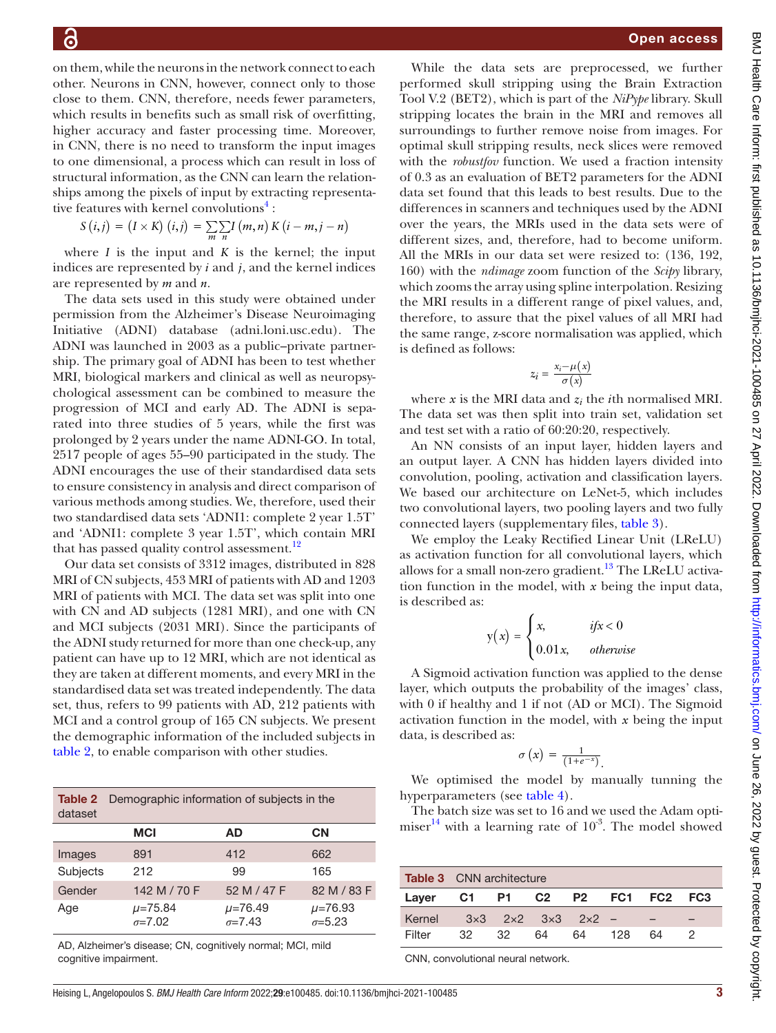on them, while the neurons in the network connect to each other. Neurons in CNN, however, connect only to those close to them. CNN, therefore, needs fewer parameters, which results in benefits such as small risk of overfitting, higher accuracy and faster processing time. Moreover, in CNN, there is no need to transform the input images to one dimensional, a process which can result in loss of structural information, as the CNN can learn the relationships among the pixels of input by extracting representative features with kernel convolutions[4]:

$$S(i,j) = (I \times K)(i,j) = \sum_m \sum_n I(m,n)\,K(i-m, j-n)$$

where $I$ is the input and $K$ is the kernel; the input indices are represented by $i$ and $j$, and the kernel indices are represented by $m$ and $n$.

The data sets used in this study were obtained under permission from the Alzheimer's Disease Neuroimaging Initiative (ADNI) database (adni.loni.usc.edu). The ADNI was launched in 2003 as a public–private partnership. The primary goal of ADNI has been to test whether MRI, biological markers and clinical as well as neuropsychological assessment can be combined to measure the progression of MCI and early AD. The ADNI is separated into three studies of 5 years, while the first was prolonged by 2 years under the name ADNI-GO. In total, 2517 people of ages 55–90 participated in the study. The ADNI encourages the use of their standardised data sets to ensure consistency in analysis and direct comparison of various methods among studies. We, therefore, used their two standardised data sets 'ADNI1: complete 2 year 1.5T' and 'ADNI1: complete 3 year 1.5T', which contain MRI that has passed quality control assessment.[12]

Our data set consists of 3312 images, distributed in 828 MRI of CN subjects, 453 MRI of patients with AD and 1203 MRI of patients with MCI. The data set was split into one with CN and AD subjects (1281 MRI), and one with CN and MCI subjects (2031 MRI). Since the participants of the ADNI study returned for more than one check-up, any patient can have up to 12 MRI, which are not identical as they are taken at different moments, and every MRI in the standardised data set was treated independently. The data set, thus, refers to 99 patients with AD, 212 patients with MCI and a control group of 165 CN subjects. We present the demographic information of the included subjects in table 2, to enable comparison with other studies.

**Table 2** Demographic information of subjects in the dataset

| | MCI | AD | CN |
|---|---|---|---|
| Images | 891 | 412 | 662 |
| Subjects | 212 | 99 | 165 |
| Gender | 142 M / 70 F | 52 M / 47 F | 82 M / 83 F |
| Age | $\mu$=75.84 $\sigma$=7.02 | $\mu$=76.49 $\sigma$=7.43 | $\mu$=76.93 $\sigma$=5.23 |

AD, Alzheimer's disease; CN, cognitively normal; MCI, mild cognitive impairment.

While the data sets are preprocessed, we further performed skull stripping using the Brain Extraction Tool V.2 (BET2), which is part of the *NiPype* library. Skull stripping locates the brain in the MRI and removes all surroundings to further remove noise from images. For optimal skull stripping results, neck slices were removed with the *robustfov* function. We used a fraction intensity of 0.3 as an evaluation of BET2 parameters for the ADNI data set found that this leads to best results. Due to the differences in scanners and techniques used by the ADNI over the years, the MRIs used in the data sets were of different sizes, and, therefore, had to become uniform. All the MRIs in our data set were resized to: (136, 192, 160) with the *ndimage* zoom function of the *Scipy* library, which zooms the array using spline interpolation. Resizing the MRI results in a different range of pixel values, and, therefore, to assure that the pixel values of all MRI had the same range, z-score normalisation was applied, which is defined as follows:

$$z_i = \frac{x_i - \mu(x)}{\sigma(x)}$$

where $x$ is the MRI data and $z_i$ the $i$th normalised MRI. The data set was then split into train set, validation set and test set with a ratio of 60:20:20, respectively.

An NN consists of an input layer, hidden layers and an output layer. A CNN has hidden layers divided into convolution, pooling, activation and classification layers. We based our architecture on LeNet-5, which includes two convolutional layers, two pooling layers and two fully connected layers (supplementary files, table 3).

We employ the Leaky Rectified Linear Unit (LReLU) as activation function for all convolutional layers, which allows for a small non-zero gradient.[13] The LReLU activation function in the model, with $x$ being the input data, is described as:

$$y(x) = \begin{cases} x, & if x < 0 \\ 0.01x, & otherwise \end{cases}$$

A Sigmoid activation function was applied to the dense layer, which outputs the probability of the images' class, with 0 if healthy and 1 if not (AD or MCI). The Sigmoid activation function in the model, with $x$ being the input data, is described as:

$$\sigma(x) = \frac{1}{(1+e^{-x})}.$$

We optimised the model by manually tunning the hyperparameters (see table 4).

The batch size was set to 16 and we used the Adam optimiser[14] with a learning rate of $10^{-3}$. The model showed

**Table 3** CNN architecture

| Layer | C1 | P1 | C2 | P2 | FC1 | FC2 | FC3 |
|---|---|---|---|---|---|---|---|
| Kernel | 3×3 | 2×2 | 3×3 | 2×2 | – | – | – |
| Filter | 32 | 32 | 64 | 64 | 128 | 64 | 2 |

CNN, convolutional neural network.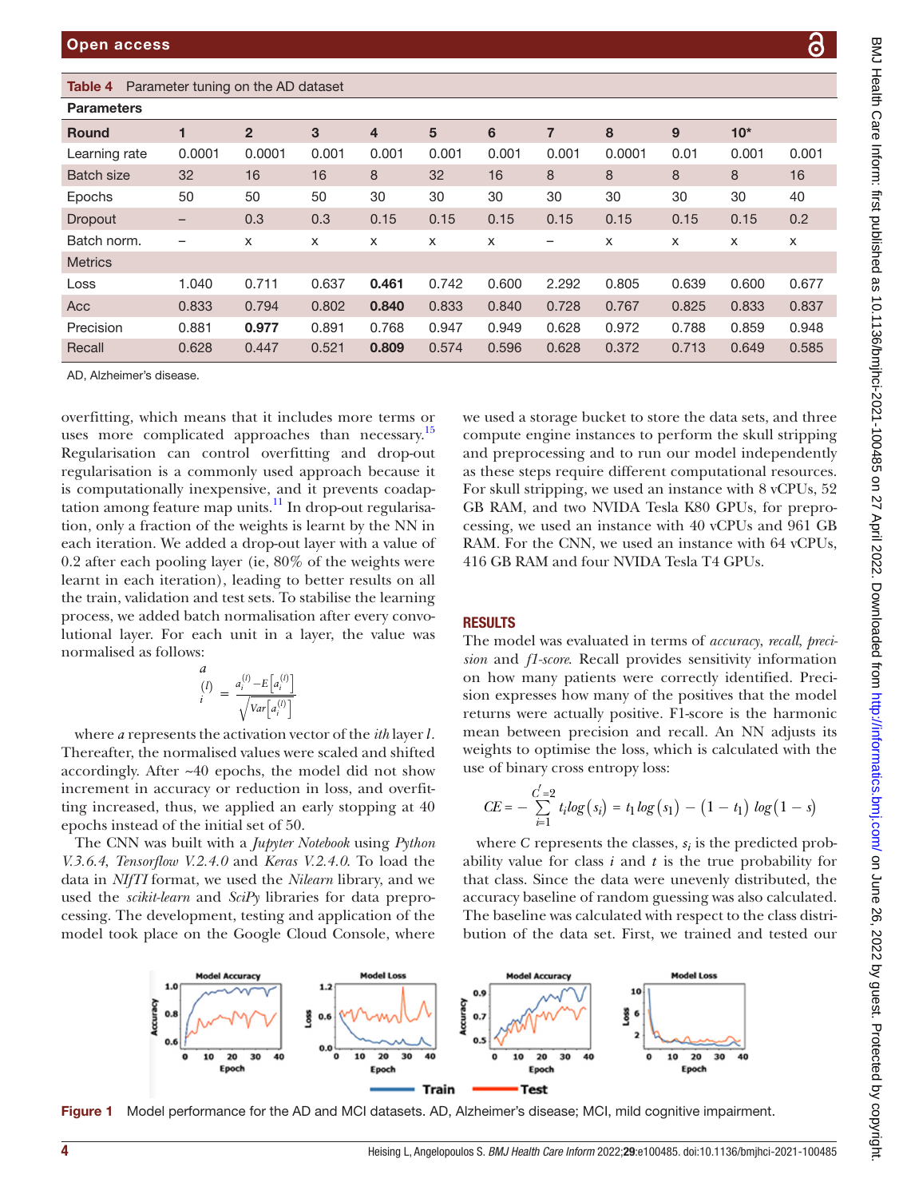**Table 4** Parameter tuning on the AD dataset

| Parameters | | | | | | | | | | | |
|---|---|---|---|---|---|---|---|---|---|---|---|
| **Round** | **1** | **2** | **3** | **4** | **5** | **6** | **7** | **8** | **9** | **10*** | |
| Learning rate | 0.0001 | 0.0001 | 0.001 | 0.001 | 0.001 | 0.001 | 0.001 | 0.0001 | 0.01 | 0.001 | 0.001 |
| Batch size | 32 | 16 | 16 | 8 | 32 | 16 | 8 | 8 | 8 | 8 | 16 |
| Epochs | 50 | 50 | 50 | 30 | 30 | 30 | 30 | 30 | 30 | 30 | 40 |
| Dropout | – | 0.3 | 0.3 | 0.15 | 0.15 | 0.15 | 0.15 | 0.15 | 0.15 | 0.15 | 0.2 |
| Batch norm. | – | x | x | x | x | x | – | x | x | x | x |
| Metrics | | | | | | | | | | | |
| Loss | 1.040 | 0.711 | 0.637 | **0.461** | 0.742 | 0.600 | 2.292 | 0.805 | 0.639 | 0.600 | 0.677 |
| Acc | 0.833 | 0.794 | 0.802 | **0.840** | 0.833 | 0.840 | 0.728 | 0.767 | 0.825 | 0.833 | 0.837 |
| Precision | 0.881 | **0.977** | 0.891 | 0.768 | 0.947 | 0.949 | 0.628 | 0.972 | 0.788 | 0.859 | 0.948 |
| Recall | 0.628 | 0.447 | 0.521 | **0.809** | 0.574 | 0.596 | 0.628 | 0.372 | 0.713 | 0.649 | 0.585 |

AD, Alzheimer's disease.

overfitting, which means that it includes more terms or uses more complicated approaches than necessary.[15] Regularisation can control overfitting and drop-out regularisation is a commonly used approach because it is computationally inexpensive, and it prevents coadaptation among feature map units.[11] In drop-out regularisation, only a fraction of the weights is learnt by the NN in each iteration. We added a drop-out layer with a value of 0.2 after each pooling layer (ie, 80% of the weights were learnt in each iteration), leading to better results on all the train, validation and test sets. To stabilise the learning process, we added batch normalisation after every convolutional layer. For each unit in a layer, the value was normalised as follows:

$$\hat{a}_i^{(l)} = \frac{a_i^{(l)} - E\left[a_i^{(l)}\right]}{\sqrt{Var\left[a_i^{(l)}\right]}}$$

where $a$ represents the activation vector of the $i$th layer $l$. Thereafter, the normalised values were scaled and shifted accordingly. After ~40 epochs, the model did not show increment in accuracy or reduction in loss, and overfitting increased, thus, we applied an early stopping at 40 epochs instead of the initial set of 50.

The CNN was built with a *Jupyter Notebook* using *Python V.3.6.4*, *Tensorflow V.2.4.0* and *Keras V.2.4.0*. To load the data in *NIfTI* format, we used the *Nilearn* library, and we used the *scikit-learn* and *SciPy* libraries for data preprocessing. The development, testing and application of the model took place on the Google Cloud Console, where we used a storage bucket to store the data sets, and three compute engine instances to perform the skull stripping and preprocessing and to run our model independently as these steps require different computational resources. For skull stripping, we used an instance with 8 vCPUs, 52 GB RAM, and two NVIDA Tesla K80 GPUs, for preprocessing, we used an instance with 40 vCPUs and 961 GB RAM. For the CNN, we used an instance with 64 vCPUs, 416 GB RAM and four NVIDA Tesla T4 GPUs.

## RESULTS

The model was evaluated in terms of *accuracy*, *recall*, *precision* and *f1-score*. Recall provides sensitivity information on how many patients were correctly identified. Precision expresses how many of the positives that the model returns were actually positive. F1-score is the harmonic mean between precision and recall. An NN adjusts its weights to optimise the loss, which is calculated with the use of binary cross entropy loss:

$$CE = -\sum_{i=1}^{C'=2} t_i log\left(s_i\right) = t_1 log\left(s_1\right) - \left(1 - t_1\right) log\left(1 - s\right)$$

where C represents the classes, $s_i$ is the predicted probability value for class $i$ and $t$ is the true probability for that class. Since the data were unevenly distributed, the accuracy baseline of random guessing was also calculated. The baseline was calculated with respect to the class distribution of the data set. First, we trained and tested our

**Figure 1** Model performance for the AD and MCI datasets. AD, Alzheimer's disease; MCI, mild cognitive impairment.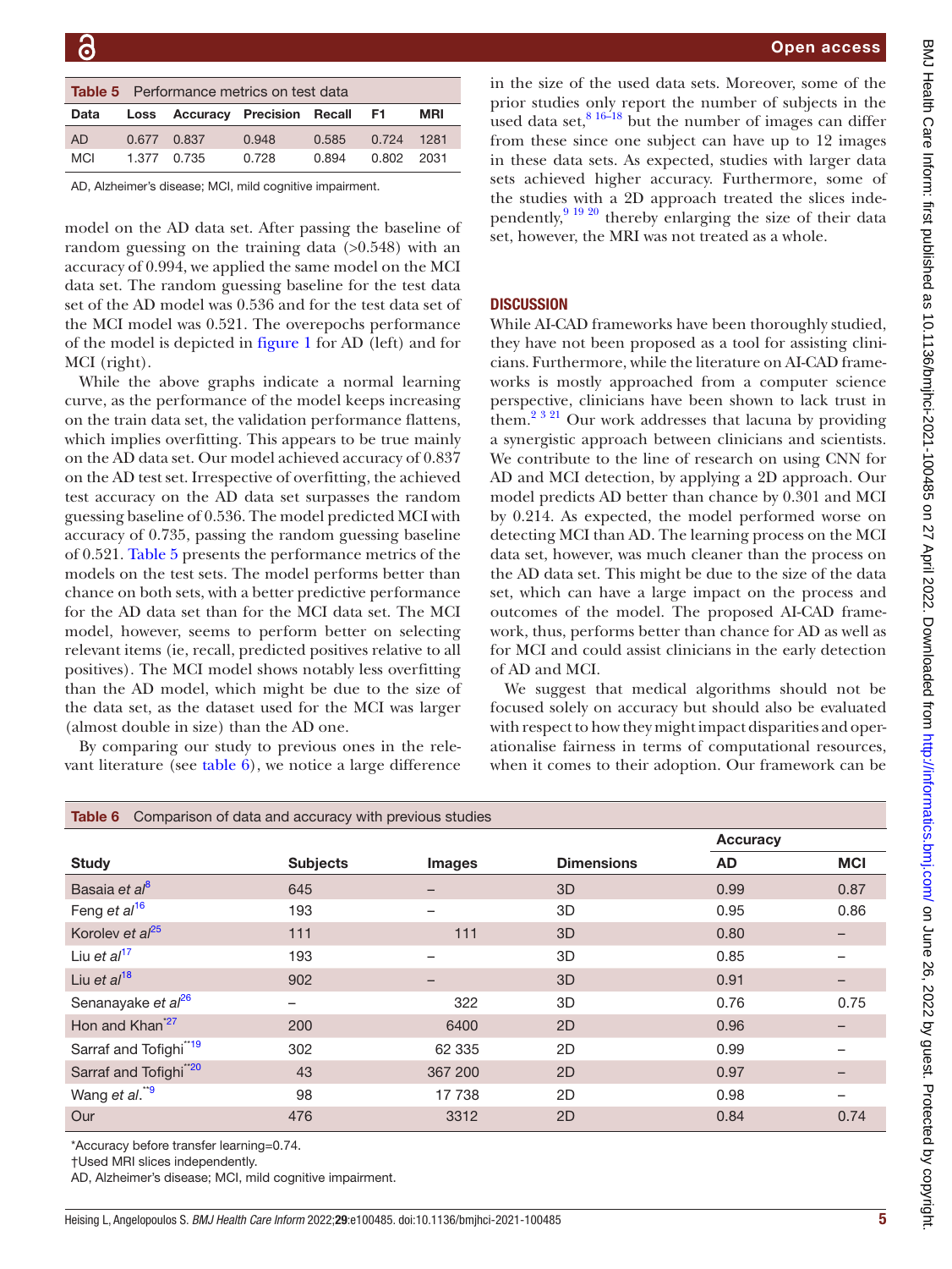**Table 5** Performance metrics on test data

| Data | Loss | Accuracy | Precision | Recall | F1 | MRI |
|---|---|---|---|---|---|---|
| AD | 0.677 | 0.837 | 0.948 | 0.585 | 0.724 | 1281 |
| MCI | 1.377 | 0.735 | 0.728 | 0.894 | 0.802 | 2031 |

AD, Alzheimer's disease; MCI, mild cognitive impairment.

model on the AD data set. After passing the baseline of random guessing on the training data (>0.548) with an accuracy of 0.994, we applied the same model on the MCI data set. The random guessing baseline for the test data set of the AD model was 0.536 and for the test data set of the MCI model was 0.521. The overepochs performance of the model is depicted in figure 1 for AD (left) and for MCI (right).

While the above graphs indicate a normal learning curve, as the performance of the model keeps increasing on the train data set, the validation performance flattens, which implies overfitting. This appears to be true mainly on the AD data set. Our model achieved accuracy of 0.837 on the AD test set. Irrespective of overfitting, the achieved test accuracy on the AD data set surpasses the random guessing baseline of 0.536. The model predicted MCI with accuracy of 0.735, passing the random guessing baseline of 0.521. Table 5 presents the performance metrics of the models on the test sets. The model performs better than chance on both sets, with a better predictive performance for the AD data set than for the MCI data set. The MCI model, however, seems to perform better on selecting relevant items (ie, recall, predicted positives relative to all positives). The MCI model shows notably less overfitting than the AD model, which might be due to the size of the data set, as the dataset used for the MCI was larger (almost double in size) than the AD one.

By comparing our study to previous ones in the relevant literature (see table 6), we notice a large difference in the size of the used data sets. Moreover, some of the prior studies only report the number of subjects in the used data set,[8 16–18] but the number of images can differ from these since one subject can have up to 12 images in these data sets. As expected, studies with larger data sets achieved higher accuracy. Furthermore, some of the studies with a 2D approach treated the slices independently,[9 19 20] thereby enlarging the size of their data set, however, the MRI was not treated as a whole.

## DISCUSSION

While AI-CAD frameworks have been thoroughly studied, they have not been proposed as a tool for assisting clinicians. Furthermore, while the literature on AI-CAD frameworks is mostly approached from a computer science perspective, clinicians have been shown to lack trust in them.[2 3 21] Our work addresses that lacuna by providing a synergistic approach between clinicians and scientists. We contribute to the line of research on using CNN for AD and MCI detection, by applying a 2D approach. Our model predicts AD better than chance by 0.301 and MCI by 0.214. As expected, the model performed worse on detecting MCI than AD. The learning process on the MCI data set, however, was much cleaner than the process on the AD data set. This might be due to the size of the data set, which can have a large impact on the process and outcomes of the model. The proposed AI-CAD framework, thus, performs better than chance for AD as well as for MCI and could assist clinicians in the early detection of AD and MCI.

We suggest that medical algorithms should not be focused solely on accuracy but should also be evaluated with respect to how they might impact disparities and operationalise fairness in terms of computational resources, when it comes to their adoption. Our framework can be

**Table 6** Comparison of data and accuracy with previous studies

| | | | | Accuracy | |
|---|---|---|---|---|---|
| **Study** | **Subjects** | **Images** | **Dimensions** | **AD** | **MCI** |
| Basaia *et al*[8] | 645 | – | 3D | 0.99 | 0.87 |
| Feng *et al*[16] | 193 | – | 3D | 0.95 | 0.86 |
| Korolev *et al*[25] | 111 | 111 | 3D | 0.80 | – |
| Liu *et al*[17] | 193 | – | 3D | 0.85 | – |
| Liu *et al*[18] | 902 | – | 3D | 0.91 | – |
| Senanayake *et al*[26] | – | 322 | 3D | 0.76 | 0.75 |
| Hon and Khan*[27] | 200 | 6400 | 2D | 0.96 | – |
| Sarraf and Tofighi†[19] | 302 | 62 335 | 2D | 0.99 | – |
| Sarraf and Tofighi†[20] | 43 | 367 200 | 2D | 0.97 | – |
| Wang *et al*.†[9] | 98 | 17 738 | 2D | 0.98 | – |
| Our | 476 | 3312 | 2D | 0.84 | 0.74 |

*Accuracy before transfer learning=0.74.

†Used MRI slices independently.

AD, Alzheimer's disease; MCI, mild cognitive impairment.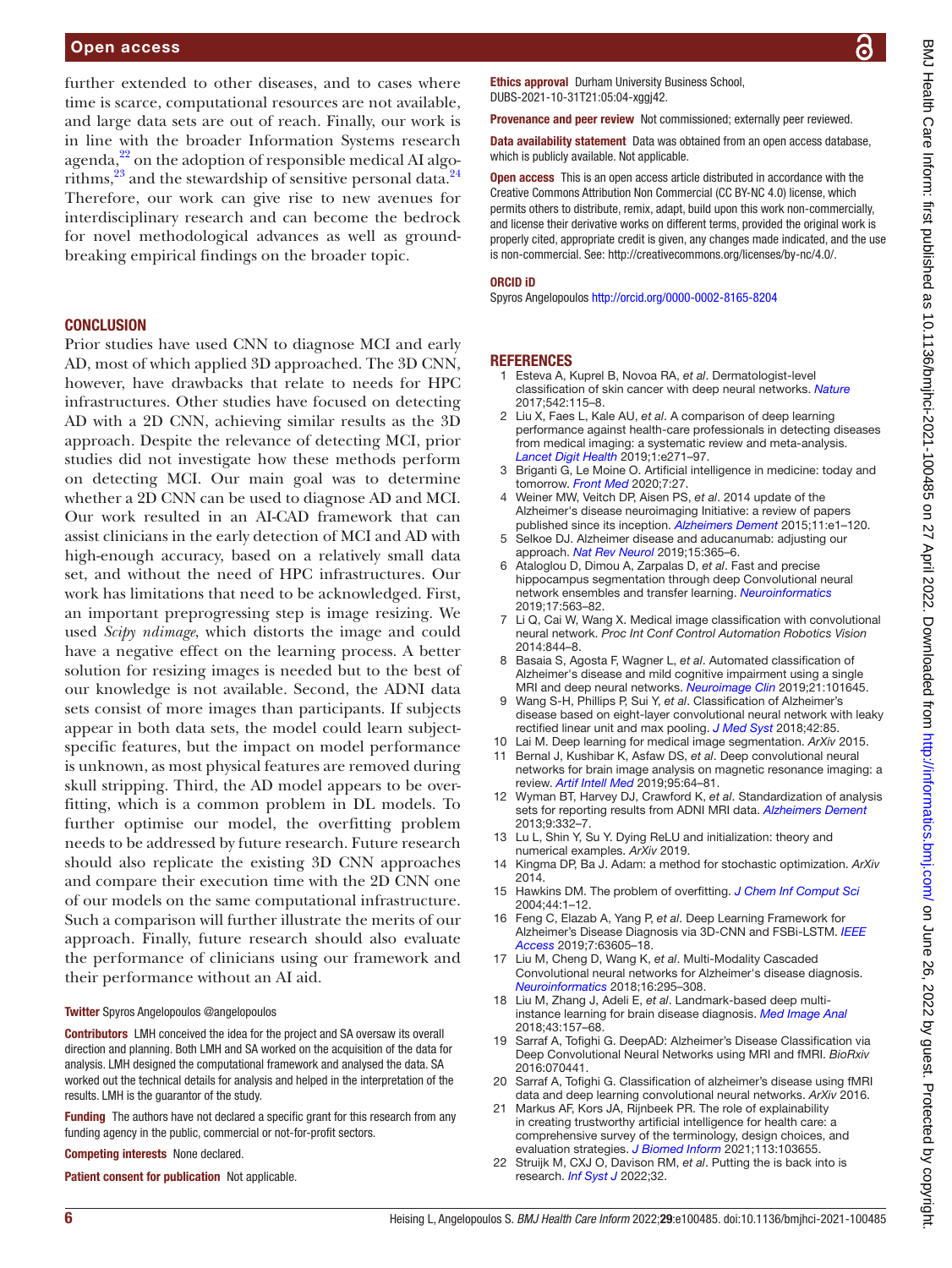further extended to other diseases, and to cases where time is scarce, computational resources are not available, and large data sets are out of reach. Finally, our work is in line with the broader Information Systems research agenda,[22] on the adoption of responsible medical AI algorithms,[23] and the stewardship of sensitive personal data.[24] Therefore, our work can give rise to new avenues for interdisciplinary research and can become the bedrock for novel methodological advances as well as groundbreaking empirical findings on the broader topic.

## CONCLUSION

Prior studies have used CNN to diagnose MCI and early AD, most of which applied 3D approached. The 3D CNN, however, have drawbacks that relate to needs for HPC infrastructures. Other studies have focused on detecting AD with a 2D CNN, achieving similar results as the 3D approach. Despite the relevance of detecting MCI, prior studies did not investigate how these methods perform on detecting MCI. Our main goal was to determine whether a 2D CNN can be used to diagnose AD and MCI. Our work resulted in an AI-CAD framework that can assist clinicians in the early detection of MCI and AD with high-enough accuracy, based on a relatively small data set, and without the need of HPC infrastructures. Our work has limitations that need to be acknowledged. First, an important preprogressing step is image resizing. We used *Scipy ndimage*, which distorts the image and could have a negative effect on the learning process. A better solution for resizing images is needed but to the best of our knowledge is not available. Second, the ADNI data sets consist of more images than participants. If subjects appear in both data sets, the model could learn subject-specific features, but the impact on model performance is unknown, as most physical features are removed during skull stripping. Third, the AD model appears to be overfitting, which is a common problem in DL models. To further optimise our model, the overfitting problem needs to be addressed by future research. Future research should also replicate the existing 3D CNN approaches and compare their execution time with the 2D CNN one of our models on the same computational infrastructure. Such a comparison will further illustrate the merits of our approach. Finally, future research should also evaluate the performance of clinicians using our framework and their performance without an AI aid.

**Twitter** Spyros Angelopoulos @angelopoulos

**Contributors** LMH conceived the idea for the project and SA oversaw its overall direction and planning. Both LMH and SA worked on the acquisition of the data for analysis. LMH designed the computational framework and analysed the data. SA worked out the technical details for analysis and helped in the interpretation of the results. LMH is the guarantor of the study.

**Funding** The authors have not declared a specific grant for this research from any funding agency in the public, commercial or not-for-profit sectors.

**Competing interests** None declared.

**Patient consent for publication** Not applicable.

**Ethics approval** Durham University Business School, DUBS-2021-10-31T21:05:04-xggj42.

**Provenance and peer review** Not commissioned; externally peer reviewed.

**Data availability statement** Data was obtained from an open access database, which is publicly available. Not applicable.

**Open access** This is an open access article distributed in accordance with the Creative Commons Attribution Non Commercial (CC BY-NC 4.0) license, which permits others to distribute, remix, adapt, build upon this work non-commercially, and license their derivative works on different terms, provided the original work is properly cited, appropriate credit is given, any changes made indicated, and the use is non-commercial. See: http://creativecommons.org/licenses/by-nc/4.0/.

**ORCID iD**

Spyros Angelopoulos http://orcid.org/0000-0002-8165-8204

## REFERENCES

1. Esteva A, Kuprel B, Novoa RA, *et al*. Dermatologist-level classification of skin cancer with deep neural networks. *Nature* 2017;542:115–8.
2. Liu X, Faes L, Kale AU, *et al*. A comparison of deep learning performance against health-care professionals in detecting diseases from medical imaging: a systematic review and meta-analysis. *Lancet Digit Health* 2019;1:e271–97.
3. Briganti G, Le Moine O. Artificial intelligence in medicine: today and tomorrow. *Front Med* 2020;7:27.
4. Weiner MW, Veitch DP, Aisen PS, *et al*. 2014 update of the Alzheimer's disease neuroimaging Initiative: a review of papers published since its inception. *Alzheimers Dement* 2015;11:e1–120.
5. Selkoe DJ. Alzheimer disease and aducanumab: adjusting our approach. *Nat Rev Neurol* 2019;15:365–6.
6. Ataloglou D, Dimou A, Zarpalas D, *et al*. Fast and precise hippocampus segmentation through deep Convolutional neural network ensembles and transfer learning. *Neuroinformatics* 2019;17:563–82.
7. Li Q, Cai W, Wang X. Medical image classification with convolutional neural network. *Proc Int Conf Control Automation Robotics Vision* 2014:844–8.
8. Basaia S, Agosta F, Wagner L, *et al*. Automated classification of Alzheimer's disease and mild cognitive impairment using a single MRI and deep neural networks. *Neuroimage Clin* 2019;21:101645.
9. Wang S-H, Phillips P, Sui Y, *et al*. Classification of Alzheimer's disease based on eight-layer convolutional neural network with leaky rectified linear unit and max pooling. *J Med Syst* 2018;42:85.
10. Lai M. Deep learning for medical image segmentation. *ArXiv* 2015.
11. Bernal J, Kushibar K, Asfaw DS, *et al*. Deep convolutional neural networks for brain image analysis on magnetic resonance imaging: a review. *Artif Intell Med* 2019;95:64–81.
12. Wyman BT, Harvey DJ, Crawford K, *et al*. Standardization of analysis sets for reporting results from ADNI MRI data. *Alzheimers Dement* 2013;9:332–7.
13. Lu L, Shin Y, Su Y. Dying ReLU and initialization: theory and numerical examples. *ArXiv* 2019.
14. Kingma DP, Ba J. Adam: a method for stochastic optimization. *ArXiv* 2014.
15. Hawkins DM. The problem of overfitting. *J Chem Inf Comput Sci* 2004;44:1–12.
16. Feng C, Elazab A, Yang P, *et al*. Deep Learning Framework for Alzheimer's Disease Diagnosis via 3D-CNN and FSBi-LSTM. *IEEE Access* 2019;7:63605–18.
17. Liu M, Cheng D, Wang K, *et al*. Multi-Modality Cascaded Convolutional neural networks for Alzheimer's disease diagnosis. *Neuroinformatics* 2018;16:295–308.
18. Liu M, Zhang J, Adeli E, *et al*. Landmark-based deep multi-instance learning for brain disease diagnosis. *Med Image Anal* 2018;43:157–68.
19. Sarraf A, Tofighi G. DeepAD: Alzheimer's Disease Classification via Deep Convolutional Neural Networks using MRI and fMRI. *BioRxiv* 2016:070441.
20. Sarraf A, Tofighi G. Classification of alzheimer's disease using fMRI data and deep learning convolutional neural networks. *ArXiv* 2016.
21. Markus AF, Kors JA, Rijnbeek PR. The role of explainability in creating trustworthy artificial intelligence for health care: a comprehensive survey of the terminology, design choices, and evaluation strategies. *J Biomed Inform* 2021;113:103655.
22. Struijk M, CXJ O, Davison RM, *et al*. Putting the is back into is research. *Inf Syst J* 2022;32.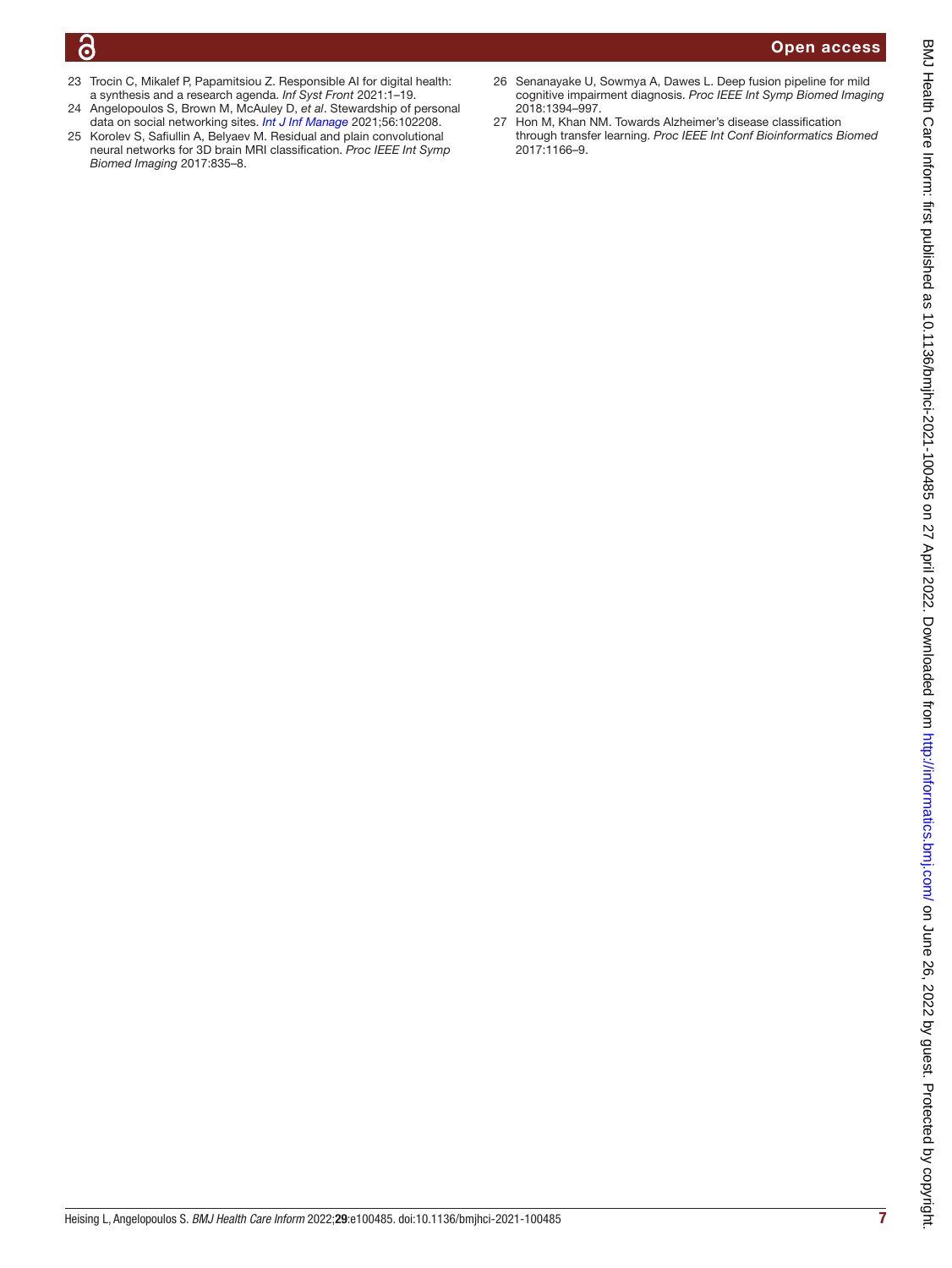23 Trocin C, Mikalef P, Papamitsiou Z. Responsible AI for digital health: a synthesis and a research agenda. *Inf Syst Front* 2021:1–19.
24 Angelopoulos S, Brown M, McAuley D, *et al*. Stewardship of personal data on social networking sites. *Int J Inf Manage* 2021;56:102208.
25 Korolev S, Safiullin A, Belyaev M. Residual and plain convolutional neural networks for 3D brain MRI classification. *Proc IEEE Int Symp Biomed Imaging* 2017:835–8.
26 Senanayake U, Sowmya A, Dawes L. Deep fusion pipeline for mild cognitive impairment diagnosis. *Proc IEEE Int Symp Biomed Imaging* 2018:1394–997.
27 Hon M, Khan NM. Towards Alzheimer's disease classification through transfer learning. *Proc IEEE Int Conf Bioinformatics Biomed* 2017:1166–9.